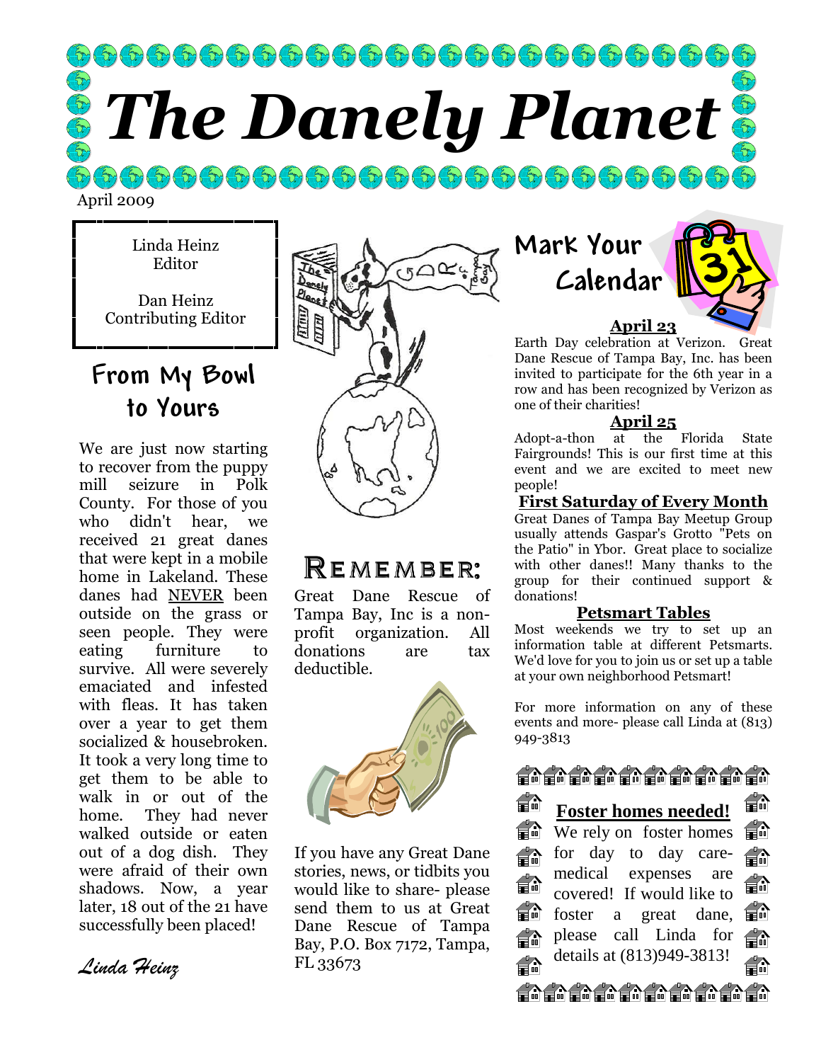# The Danely Planet

April 2009

Linda Heinz
Editor

Dan Heinz
Contributing Editor

## From My Bowl to Yours

We are just now starting to recover from the puppy mill seizure in Polk County. For those of you who didn't hear, we received 21 great danes that were kept in a mobile home in Lakeland. These danes had NEVER been outside on the grass or seen people. They were eating furniture to survive. All were severely emaciated and infested with fleas. It has taken over a year to get them socialized & housebroken. It took a very long time to get them to be able to walk in or out of the home. They had never walked outside or eaten out of a dog dish. They were afraid of their own shadows. Now, a year later, 18 out of the 21 have successfully been placed!

*Linda Heinz*

## Remember:

Great Dane Rescue of Tampa Bay, Inc is a non-profit organization. All donations are tax deductible.

If you have any Great Dane stories, news, or tidbits you would like to share- please send them to us at Great Dane Rescue of Tampa Bay, P.O. Box 7172, Tampa, FL 33673

## Mark Your Calendar

**April 23**

Earth Day celebration at Verizon. Great Dane Rescue of Tampa Bay, Inc. has been invited to participate for the 6th year in a row and has been recognized by Verizon as one of their charities!

**April 25**

Adopt-a-thon at the Florida State Fairgrounds! This is our first time at this event and we are excited to meet new people!

**First Saturday of Every Month**

Great Danes of Tampa Bay Meetup Group usually attends Gaspar's Grotto "Pets on the Patio" in Ybor. Great place to socialize with other danes!! Many thanks to the group for their continued support & donations!

**Petsmart Tables**

Most weekends we try to set up an information table at different Petsmarts. We'd love for you to join us or set up a table at your own neighborhood Petsmart!

For more information on any of these events and more- please call Linda at (813) 949-3813

**Foster homes needed!**

We rely on foster homes for day to day care- medical expenses are covered! If would like to foster a great dane, please call Linda for details at (813)949-3813!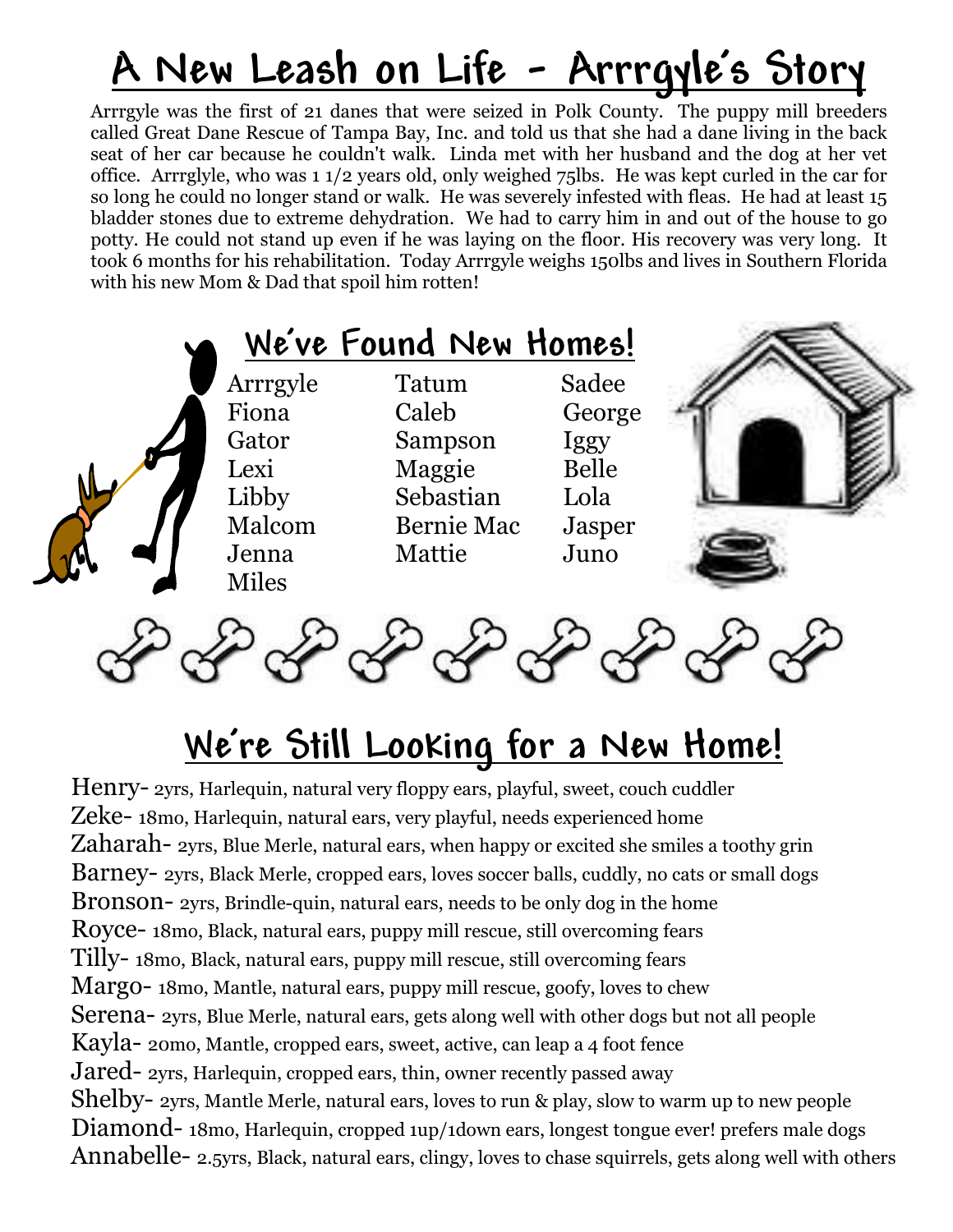# A New Leash on Life - Arrrgyle's Story

Arrrgyle was the first of 21 danes that were seized in Polk County. The puppy mill breeders called Great Dane Rescue of Tampa Bay, Inc. and told us that she had a dane living in the back seat of her car because he couldn't walk. Linda met with her husband and the dog at her vet office. Arrrglyle, who was 1 1/2 years old, only weighed 75lbs. He was kept curled in the car for so long he could no longer stand or walk. He was severely infested with fleas. He had at least 15 bladder stones due to extreme dehydration. We had to carry him in and out of the house to go potty. He could not stand up even if he was laying on the floor. His recovery was very long. It took 6 months for his rehabilitation. Today Arrrgyle weighs 150lbs and lives in Southern Florida with his new Mom & Dad that spoil him rotten!

## We've Found New Homes!

- Arrrgyle
- Fiona
- Gator
- Lexi
- Libby
- Malcom
- Jenna
- Miles
- Tatum
- Caleb
- Sampson
- Maggie
- Sebastian
- Bernie Mac
- Mattie
- Sadee
- George
- Iggy
- Belle
- Lola
- Jasper
- Juno

## We're Still Looking for a New Home!

Henry- 2yrs, Harlequin, natural very floppy ears, playful, sweet, couch cuddler
Zeke- 18mo, Harlequin, natural ears, very playful, needs experienced home
Zaharah- 2yrs, Blue Merle, natural ears, when happy or excited she smiles a toothy grin
Barney- 2yrs, Black Merle, cropped ears, loves soccer balls, cuddly, no cats or small dogs
Bronson- 2yrs, Brindle-quin, natural ears, needs to be only dog in the home
Royce- 18mo, Black, natural ears, puppy mill rescue, still overcoming fears
Tilly- 18mo, Black, natural ears, puppy mill rescue, still overcoming fears
Margo- 18mo, Mantle, natural ears, puppy mill rescue, goofy, loves to chew
Serena- 2yrs, Blue Merle, natural ears, gets along well with other dogs but not all people
Kayla- 20mo, Mantle, cropped ears, sweet, active, can leap a 4 foot fence
Jared- 2yrs, Harlequin, cropped ears, thin, owner recently passed away
Shelby- 2yrs, Mantle Merle, natural ears, loves to run & play, slow to warm up to new people
Diamond- 18mo, Harlequin, cropped 1up/1down ears, longest tongue ever! prefers male dogs
Annabelle- 2.5yrs, Black, natural ears, clingy, loves to chase squirrels, gets along well with others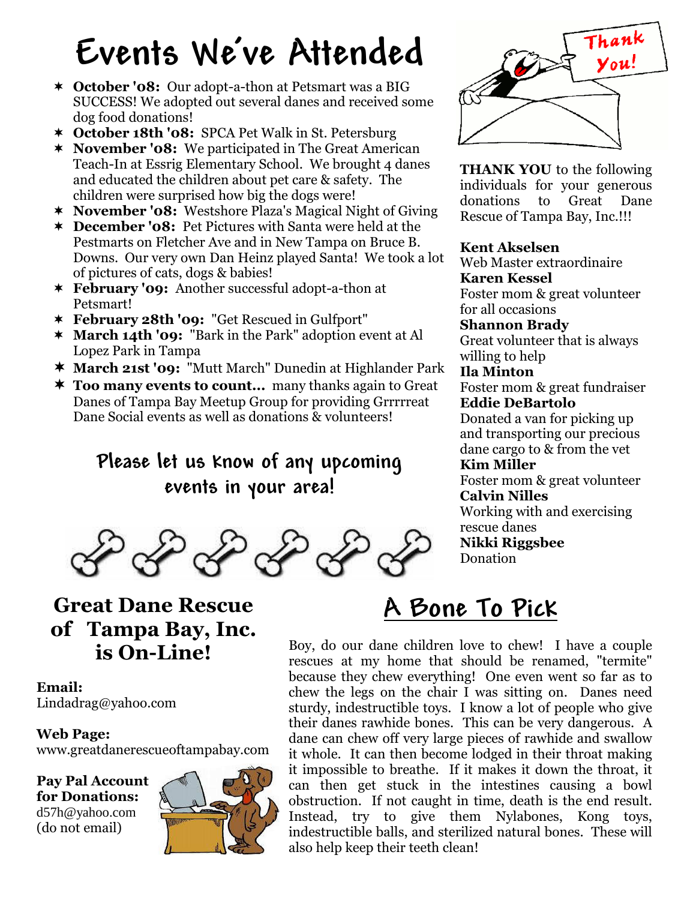# Events We've Attended

- **October '08:** Our adopt-a-thon at Petsmart was a BIG SUCCESS! We adopted out several danes and received some dog food donations!
- **October 18th '08:** SPCA Pet Walk in St. Petersburg
- **November '08:** We participated in The Great American Teach-In at Essrig Elementary School. We brought 4 danes and educated the children about pet care & safety. The children were surprised how big the dogs were!
- **November '08:** Westshore Plaza's Magical Night of Giving
- **December '08:** Pet Pictures with Santa were held at the Pestmarts on Fletcher Ave and in New Tampa on Bruce B. Downs. Our very own Dan Heinz played Santa! We took a lot of pictures of cats, dogs & babies!
- **February '09:** Another successful adopt-a-thon at Petsmart!
- **February 28th '09:** "Get Rescued in Gulfport"
- **March 14th '09:** "Bark in the Park" adoption event at Al Lopez Park in Tampa
- **March 21st '09:** "Mutt March" Dunedin at Highlander Park
- **Too many events to count...** many thanks again to Great Danes of Tampa Bay Meetup Group for providing Grrrrreat Dane Social events as well as donations & volunteers!

**Please let us know of any upcoming events in your area!**

Thank You!

**THANK YOU** to the following individuals for your generous donations to Great Dane Rescue of Tampa Bay, Inc.!!!

**Kent Akselsen**
Web Master extraordinaire

**Karen Kessel**
Foster mom & great volunteer for all occasions

**Shannon Brady**
Great volunteer that is always willing to help

**Ila Minton**
Foster mom & great fundraiser

**Eddie DeBartolo**
Donated a van for picking up and transporting our precious dane cargo to & from the vet

**Kim Miller**
Foster mom & great volunteer

**Calvin Nilles**
Working with and exercising rescue danes

**Nikki Riggsbee**
Donation

## Great Dane Rescue of Tampa Bay, Inc. is On-Line!

**Email:**
Lindadrag@yahoo.com

**Web Page:**
www.greatdanerescueoftampabay.com

**Pay Pal Account for Donations:**
d57h@yahoo.com
(do not email)

# A Bone To Pick

Boy, do our dane children love to chew! I have a couple rescues at my home that should be renamed, "termite" because they chew everything! One even went so far as to chew the legs on the chair I was sitting on. Danes need sturdy, indestructible toys. I know a lot of people who give their danes rawhide bones. This can be very dangerous. A dane can chew off very large pieces of rawhide and swallow it whole. It can then become lodged in their throat making it impossible to breathe. If it makes it down the throat, it can then get stuck in the intestines causing a bowl obstruction. If not caught in time, death is the end result. Instead, try to give them Nylabones, Kong toys, indestructible balls, and sterilized natural bones. These will also help keep their teeth clean!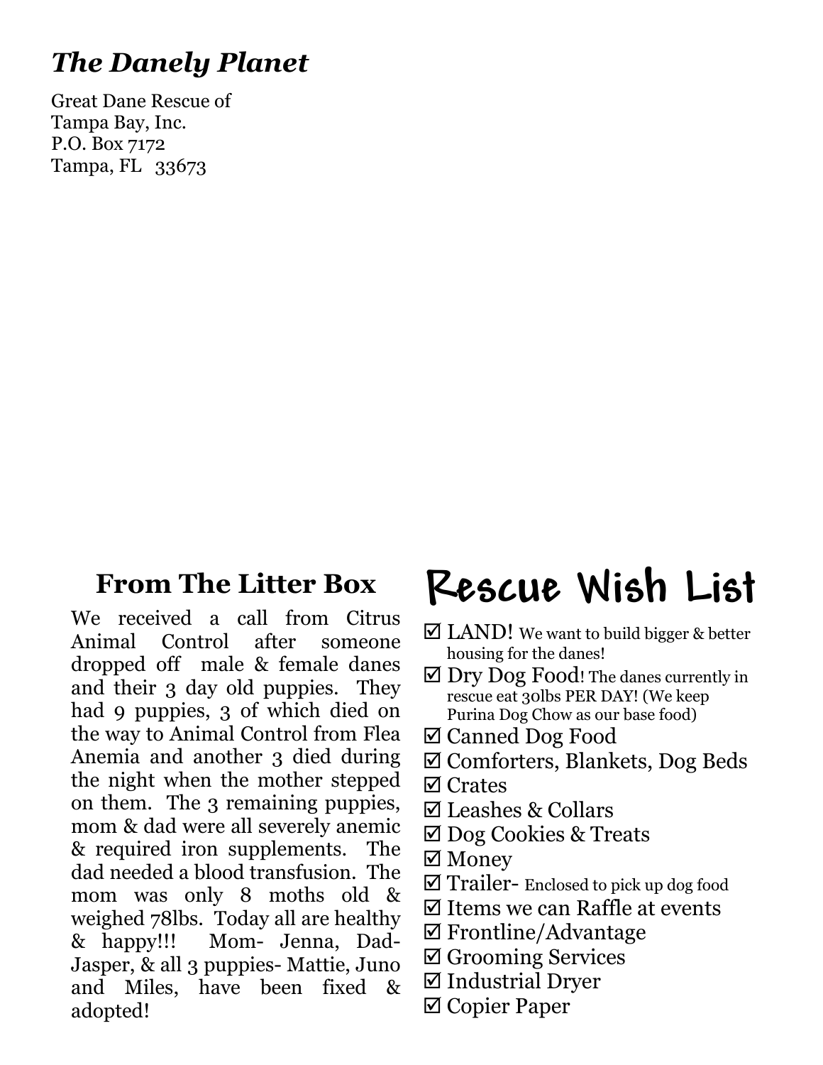*The Danely Planet*

Great Dane Rescue of
Tampa Bay, Inc.
P.O. Box 7172
Tampa, FL 33673

## From The Litter Box

We received a call from Citrus Animal Control after someone dropped off male & female danes and their 3 day old puppies. They had 9 puppies, 3 of which died on the way to Animal Control from Flea Anemia and another 3 died during the night when the mother stepped on them. The 3 remaining puppies, mom & dad were all severely anemic & required iron supplements. The dad needed a blood transfusion. The mom was only 8 moths old & weighed 78lbs. Today all are healthy & happy!!! Mom- Jenna, Dad- Jasper, & all 3 puppies- Mattie, Juno and Miles, have been fixed & adopted!

## Rescue Wish List

- ☑ LAND! We want to build bigger & better housing for the danes!
- ☑ Dry Dog Food! The danes currently in rescue eat 30lbs PER DAY! (We keep Purina Dog Chow as our base food)
- ☑ Canned Dog Food
- ☑ Comforters, Blankets, Dog Beds
- ☑ Crates
- ☑ Leashes & Collars
- ☑ Dog Cookies & Treats
- ☑ Money
- ☑ Trailer- Enclosed to pick up dog food
- ☑ Items we can Raffle at events
- ☑ Frontline/Advantage
- ☑ Grooming Services
- ☑ Industrial Dryer
- ☑ Copier Paper